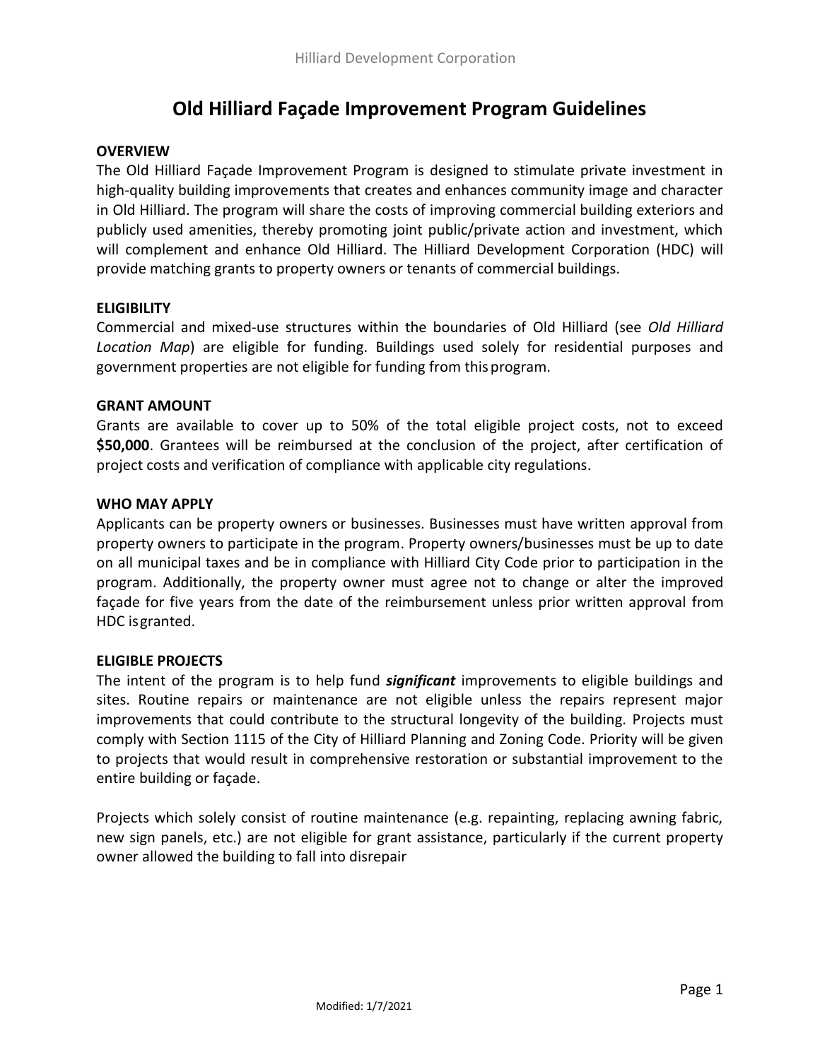# Old Hilliard Façade Improvement Program Guidelines

## OVERVIEW

The Old Hilliard Façade Improvement Program is designed to stimulate private investment in high-quality building improvements that creates and enhances community image and character in Old Hilliard. The program will share the costs of improving commercial building exteriors and publicly used amenities, thereby promoting joint public/private action and investment, which will complement and enhance Old Hilliard. The Hilliard Development Corporation (HDC) will provide matching grants to property owners or tenants of commercial buildings.

## ELIGIBILITY

Commercial and mixed-use structures within the boundaries of Old Hilliard (see *Old Hilliard Location Map*) are eligible for funding. Buildings used solely for residential purposes and government properties are not eligible for funding from this program.

## GRANT AMOUNT

Grants are available to cover up to 50% of the total eligible project costs, not to exceed **$50,000**. Grantees will be reimbursed at the conclusion of the project, after certification of project costs and verification of compliance with applicable city regulations.

## WHO MAY APPLY

Applicants can be property owners or businesses. Businesses must have written approval from property owners to participate in the program. Property owners/businesses must be up to date on all municipal taxes and be in compliance with Hilliard City Code prior to participation in the program. Additionally, the property owner must agree not to change or alter the improved façade for five years from the date of the reimbursement unless prior written approval from HDC is granted.

## ELIGIBLE PROJECTS

The intent of the program is to help fund ***significant*** improvements to eligible buildings and sites. Routine repairs or maintenance are not eligible unless the repairs represent major improvements that could contribute to the structural longevity of the building. Projects must comply with Section 1115 of the City of Hilliard Planning and Zoning Code. Priority will be given to projects that would result in comprehensive restoration or substantial improvement to the entire building or façade.

Projects which solely consist of routine maintenance (e.g. repainting, replacing awning fabric, new sign panels, etc.) are not eligible for grant assistance, particularly if the current property owner allowed the building to fall into disrepair

Modified: 1/7/2021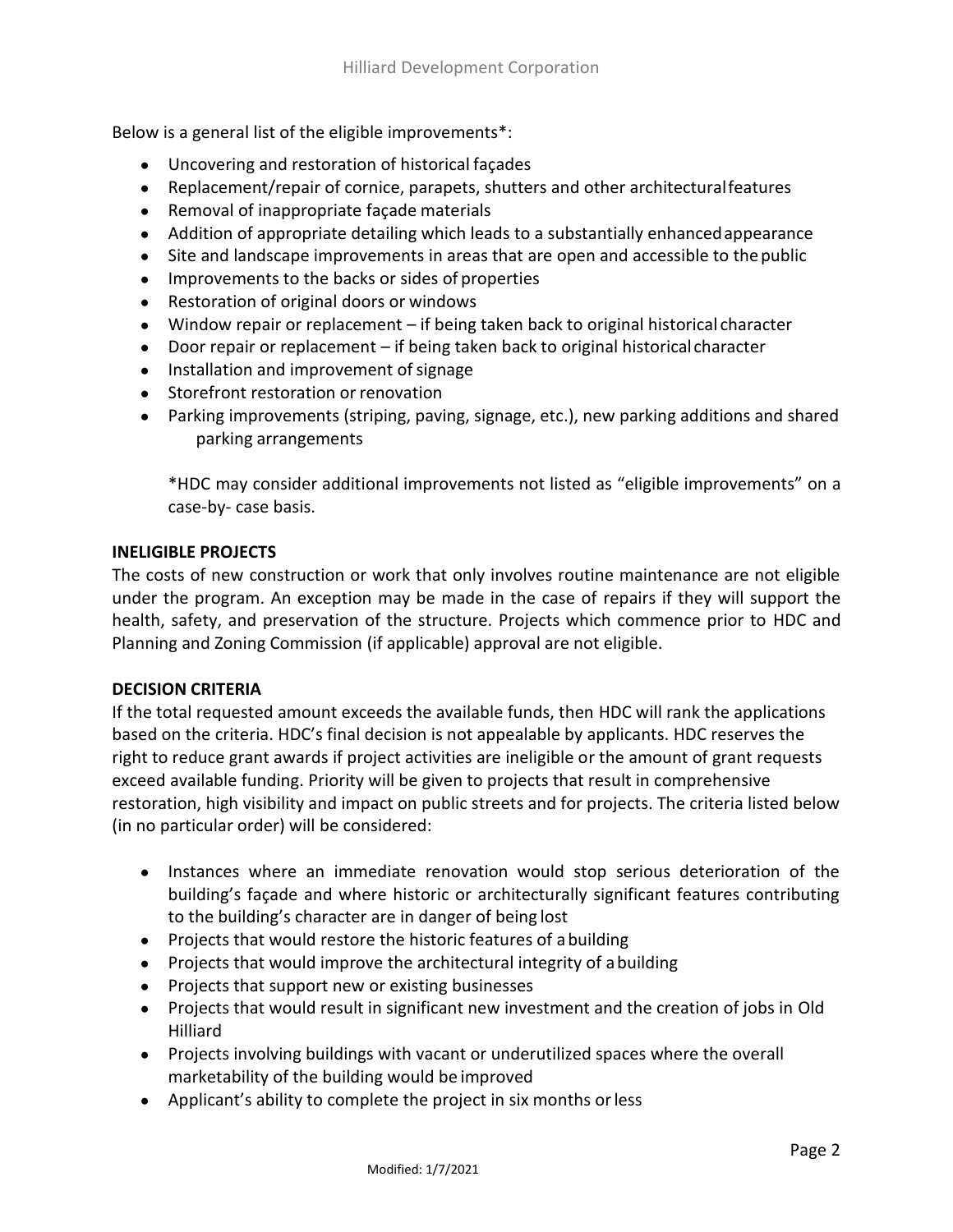Below is a general list of the eligible improvements*:

- Uncovering and restoration of historical façades
- Replacement/repair of cornice, parapets, shutters and other architectural features
- Removal of inappropriate façade materials
- Addition of appropriate detailing which leads to a substantially enhanced appearance
- Site and landscape improvements in areas that are open and accessible to the public
- Improvements to the backs or sides of properties
- Restoration of original doors or windows
- Window repair or replacement – if being taken back to original historical character
- Door repair or replacement – if being taken back to original historical character
- Installation and improvement of signage
- Storefront restoration or renovation
- Parking improvements (striping, paving, signage, etc.), new parking additions and shared parking arrangements

*HDC may consider additional improvements not listed as "eligible improvements" on a case-by- case basis.

**INELIGIBLE PROJECTS**

The costs of new construction or work that only involves routine maintenance are not eligible under the program. An exception may be made in the case of repairs if they will support the health, safety, and preservation of the structure. Projects which commence prior to HDC and Planning and Zoning Commission (if applicable) approval are not eligible.

**DECISION CRITERIA**

If the total requested amount exceeds the available funds, then HDC will rank the applications based on the criteria. HDC's final decision is not appealable by applicants. HDC reserves the right to reduce grant awards if project activities are ineligible or the amount of grant requests exceed available funding. Priority will be given to projects that result in comprehensive restoration, high visibility and impact on public streets and for projects. The criteria listed below (in no particular order) will be considered:

- Instances where an immediate renovation would stop serious deterioration of the building's façade and where historic or architecturally significant features contributing to the building's character are in danger of being lost
- Projects that would restore the historic features of a building
- Projects that would improve the architectural integrity of a building
- Projects that support new or existing businesses
- Projects that would result in significant new investment and the creation of jobs in Old Hilliard
- Projects involving buildings with vacant or underutilized spaces where the overall marketability of the building would be improved
- Applicant's ability to complete the project in six months or less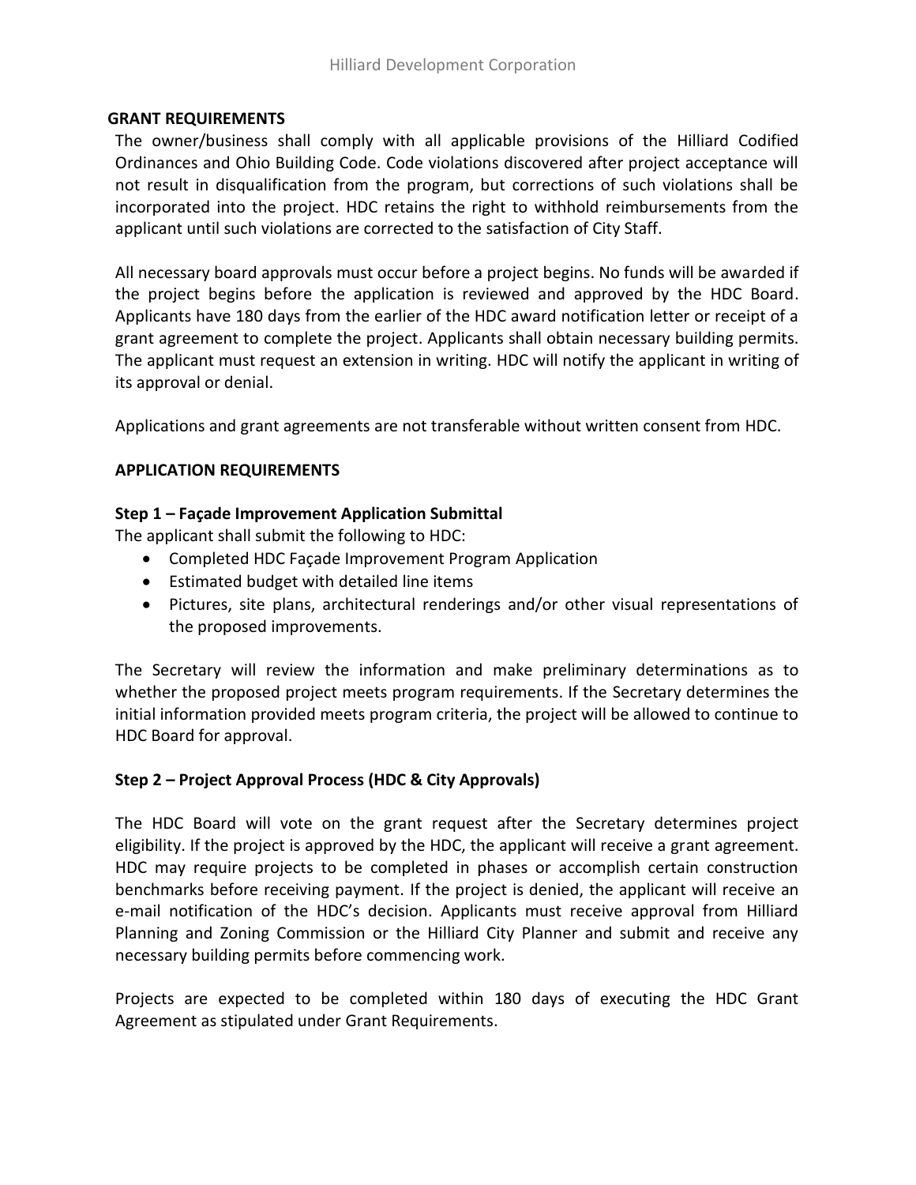## GRANT REQUIREMENTS

The owner/business shall comply with all applicable provisions of the Hilliard Codified Ordinances and Ohio Building Code. Code violations discovered after project acceptance will not result in disqualification from the program, but corrections of such violations shall be incorporated into the project. HDC retains the right to withhold reimbursements from the applicant until such violations are corrected to the satisfaction of City Staff.

All necessary board approvals must occur before a project begins. No funds will be awarded if the project begins before the application is reviewed and approved by the HDC Board. Applicants have 180 days from the earlier of the HDC award notification letter or receipt of a grant agreement to complete the project. Applicants shall obtain necessary building permits. The applicant must request an extension in writing. HDC will notify the applicant in writing of its approval or denial.

Applications and grant agreements are not transferable without written consent from HDC.

## APPLICATION REQUIREMENTS

### Step 1 – Façade Improvement Application Submittal

The applicant shall submit the following to HDC:

- Completed HDC Façade Improvement Program Application
- Estimated budget with detailed line items
- Pictures, site plans, architectural renderings and/or other visual representations of the proposed improvements.

The Secretary will review the information and make preliminary determinations as to whether the proposed project meets program requirements. If the Secretary determines the initial information provided meets program criteria, the project will be allowed to continue to HDC Board for approval.

### Step 2 – Project Approval Process (HDC & City Approvals)

The HDC Board will vote on the grant request after the Secretary determines project eligibility. If the project is approved by the HDC, the applicant will receive a grant agreement. HDC may require projects to be completed in phases or accomplish certain construction benchmarks before receiving payment. If the project is denied, the applicant will receive an e-mail notification of the HDC's decision. Applicants must receive approval from Hilliard Planning and Zoning Commission or the Hilliard City Planner and submit and receive any necessary building permits before commencing work.

Projects are expected to be completed within 180 days of executing the HDC Grant Agreement as stipulated under Grant Requirements.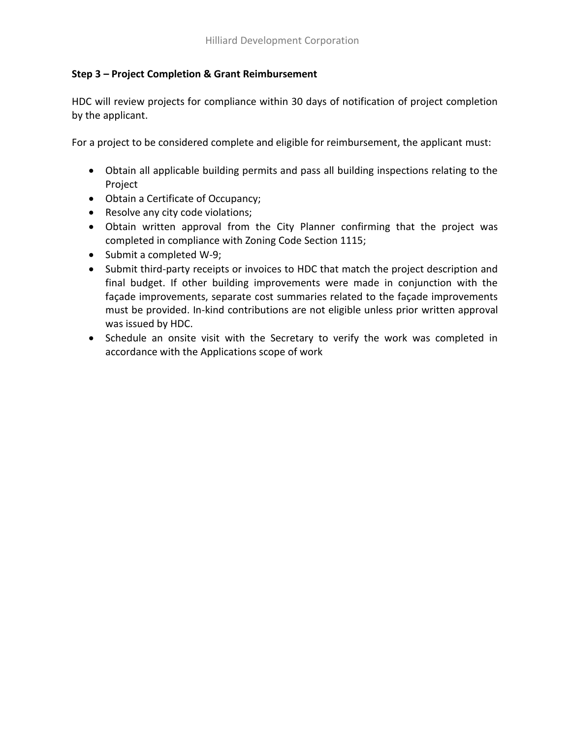**Step 3 – Project Completion & Grant Reimbursement**

HDC will review projects for compliance within 30 days of notification of project completion by the applicant.

For a project to be considered complete and eligible for reimbursement, the applicant must:

- Obtain all applicable building permits and pass all building inspections relating to the Project
- Obtain a Certificate of Occupancy;
- Resolve any city code violations;
- Obtain written approval from the City Planner confirming that the project was completed in compliance with Zoning Code Section 1115;
- Submit a completed W-9;
- Submit third-party receipts or invoices to HDC that match the project description and final budget. If other building improvements were made in conjunction with the façade improvements, separate cost summaries related to the façade improvements must be provided. In-kind contributions are not eligible unless prior written approval was issued by HDC.
- Schedule an onsite visit with the Secretary to verify the work was completed in accordance with the Applications scope of work